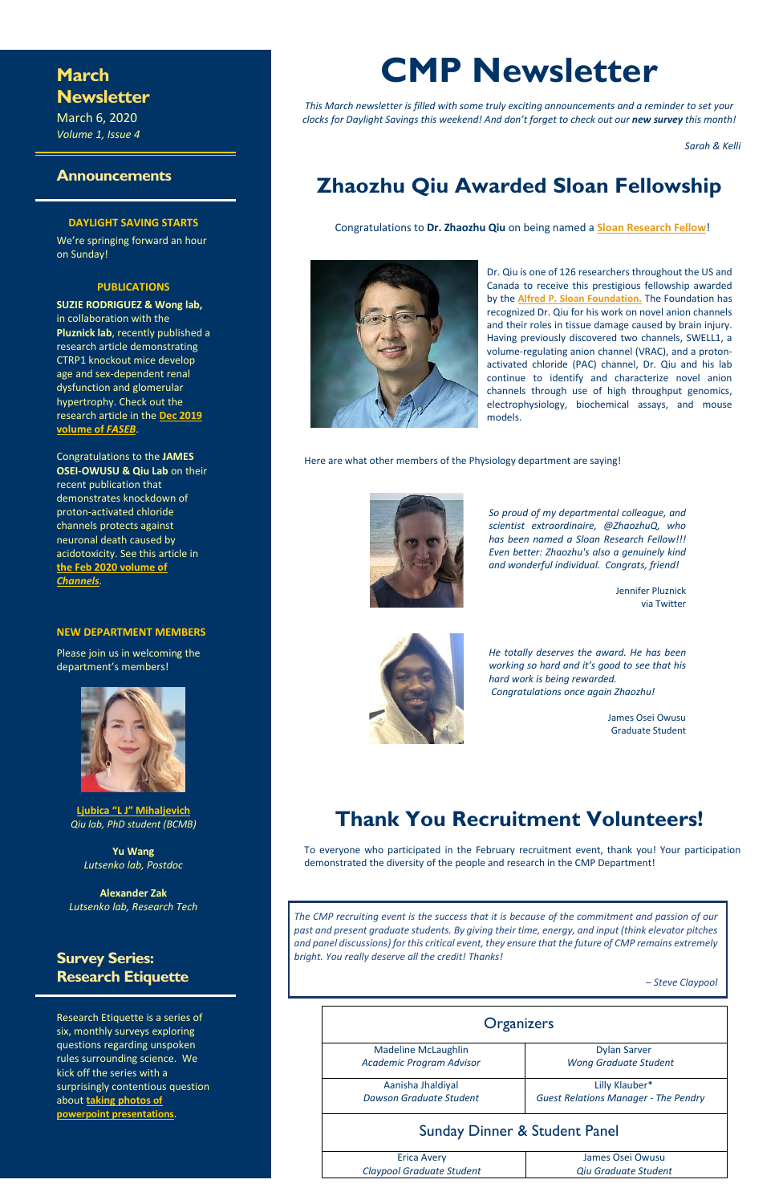# CMP Newsletter

*This March newsletter is filled with some truly exciting announcements and a reminder to set your clocks for Daylight Savings this weekend! And don't forget to check out our **new survey** this month!*

*Sarah & Kelli*

## March Newsletter

March 6, 2020

*Volume 1, Issue 4*

## Announcements

### DAYLIGHT SAVING STARTS

We're springing forward an hour on Sunday!

### PUBLICATIONS

**SUZIE RODRIGUEZ & Wong lab,** in collaboration with the **Pluznick lab**, recently published a research article demonstrating CTRP1 knockout mice develop age and sex-dependent renal dysfunction and glomerular hypertrophy. Check out the research article in the **Dec 2019 volume of *FASEB***.

Congratulations to the **JAMES OSEI-OWUSU & Qiu Lab** on their recent publication that demonstrates knockdown of proton-activated chloride channels protects against neuronal death caused by acidotoxicity. See this article in **the Feb 2020 volume of *Channels***.

### NEW DEPARTMENT MEMBERS

Please join us in welcoming the department's members!

**Ljubica "L J" Mihaljevich**
*Qiu lab, PhD student (BCMB)*

**Yu Wang**
*Lutsenko lab, Postdoc*

**Alexander Zak**
*Lutsenko lab, Research Tech*

## Survey Series: Research Etiquette

Research Etiquette is a series of six, monthly surveys exploring questions regarding unspoken rules surrounding science. We kick off the series with a surprisingly contentious question about **taking photos of powerpoint presentations**.

## Zhaozhu Qiu Awarded Sloan Fellowship

Congratulations to **Dr. Zhaozhu Qiu** on being named a **Sloan Research Fellow**!

Dr. Qiu is one of 126 researchers throughout the US and Canada to receive this prestigious fellowship awarded by the **Alfred P. Sloan Foundation.** The Foundation has recognized Dr. Qiu for his work on novel anion channels and their roles in tissue damage caused by brain injury. Having previously discovered two channels, SWELL1, a volume-regulating anion channel (VRAC), and a proton-activated chloride (PAC) channel, Dr. Qiu and his lab continue to identify and characterize novel anion channels through use of high throughput genomics, electrophysiology, biochemical assays, and mouse models.

Here are what other members of the Physiology department are saying:

*So proud of my departmental colleague, and scientist extraordinaire, @ZhaozhuQ, who has been named a Sloan Research Fellow!!! Even better: Zhaozhu's also a genuinely kind and wonderful individual. Congrats, friend!*

Jennifer Pluznick
via Twitter

*He totally deserves the award. He has been working so hard and it's good to see that his hard work is being rewarded. Congratulations once again Zhaozhu!*

James Osei Owusu
Graduate Student

## Thank You Recruitment Volunteers!

To everyone who participated in the February recruitment event, thank you! Your participation demonstrated the diversity of the people and research in the CMP Department!

*The CMP recruiting event is the success that it is because of the commitment and passion of our past and present graduate students. By giving their time, energy, and input (think elevator pitches and panel discussions) for this critical event, they ensure that the future of CMP remains extremely bright. You really deserve all the credit! Thanks!*

*– Steve Claypool*

| Organizers | |
|---|---|
| Madeline McLaughlin<br>*Academic Program Advisor* | Dylan Sarver<br>*Wong Graduate Student* |
| Aanisha Jhaldiyal<br>*Dawson Graduate Student* | Lilly Klauber*<br>*Guest Relations Manager - The Pendry* |
| **Sunday Dinner & Student Panel** | |
| Erica Avery<br>*Claypool Graduate Student* | James Osei Owusu<br>*Qiu Graduate Student* |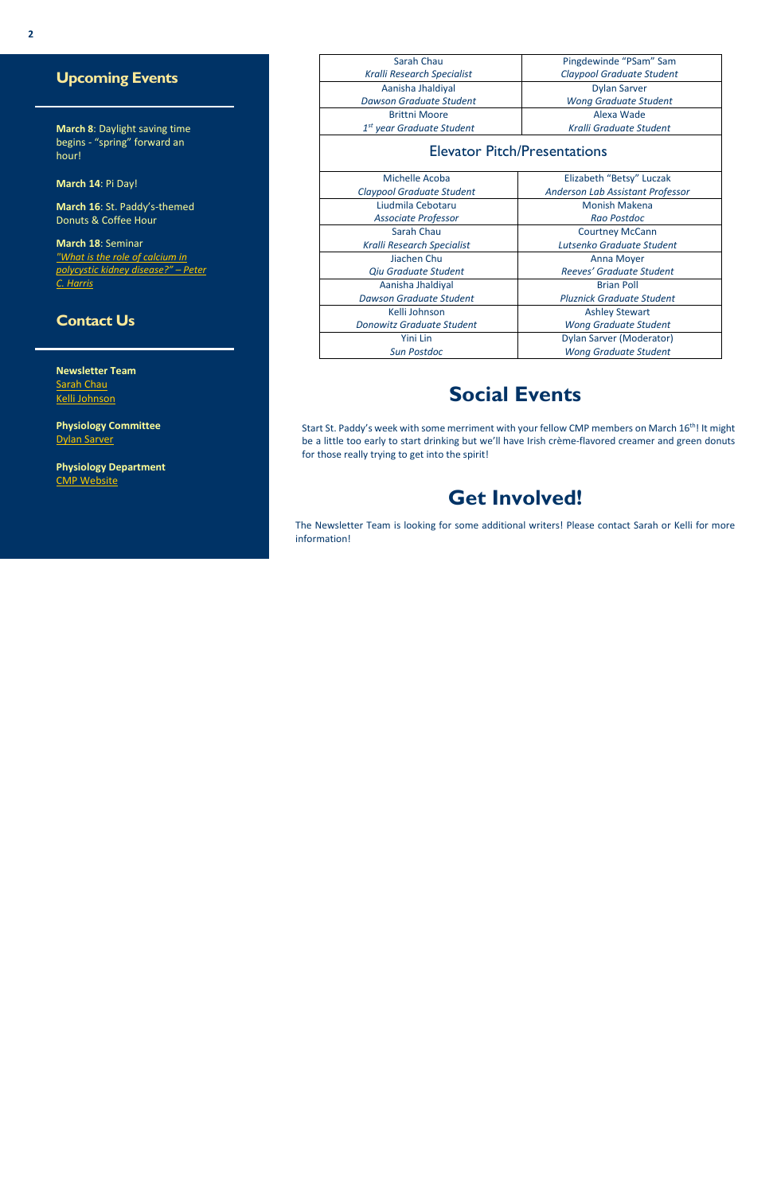## Upcoming Events

**March 8**: Daylight saving time begins - "spring" forward an hour!

**March 14**: Pi Day!

**March 16**: St. Paddy's-themed Donuts & Coffee Hour

**March 18**: Seminar *"What is the role of calcium in polycystic kidney disease?" – Peter C. Harris*

## Contact Us

**Newsletter Team**
Sarah Chau
Kelli Johnson

**Physiology Committee**
Dylan Sarver

**Physiology Department**
CMP Website

| | |
|---|---|
| Sarah Chau<br>*Kralli Research Specialist* | Pingdewinde "PSam" Sam<br>*Claypool Graduate Student* |
| Aanisha Jhaldiyal<br>*Dawson Graduate Student* | Dylan Sarver<br>*Wong Graduate Student* |
| Brittni Moore<br>*1st year Graduate Student* | Alexa Wade<br>*Kralli Graduate Student* |

### Elevator Pitch/Presentations

| | |
|---|---|
| Michelle Acoba<br>*Claypool Graduate Student* | Elizabeth "Betsy" Luczak<br>*Anderson Lab Assistant Professor* |
| Liudmila Cebotaru<br>*Associate Professor* | Monish Makena<br>*Rao Postdoc* |
| Sarah Chau<br>*Kralli Research Specialist* | Courtney McCann<br>*Lutsenko Graduate Student* |
| Jiachen Chu<br>*Qiu Graduate Student* | Anna Moyer<br>*Reeves' Graduate Student* |
| Aanisha Jhaldiyal<br>*Dawson Graduate Student* | Brian Poll<br>*Pluznick Graduate Student* |
| Kelli Johnson<br>*Donowitz Graduate Student* | Ashley Stewart<br>*Wong Graduate Student* |
| Yini Lin<br>*Sun Postdoc* | Dylan Sarver (Moderator)<br>*Wong Graduate Student* |

# Social Events

Start St. Paddy's week with some merriment with your fellow CMP members on March 16th! It might be a little too early to start drinking but we'll have Irish crème-flavored creamer and green donuts for those really trying to get into the spirit!

# Get Involved!

The Newsletter Team is looking for some additional writers! Please contact Sarah or Kelli for more information!